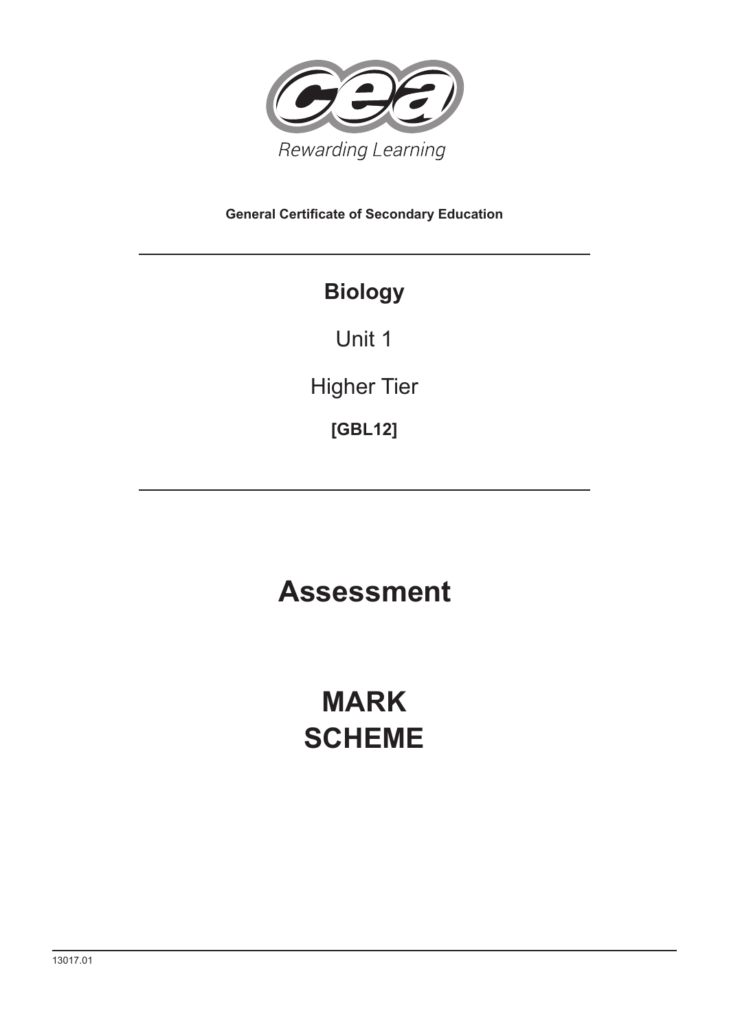Rewarding Learning

**General Certificate of Secondary Education**

# Biology

Unit 1

Higher Tier

**[GBL12]**

# Assessment

# MARK SCHEME

13017.01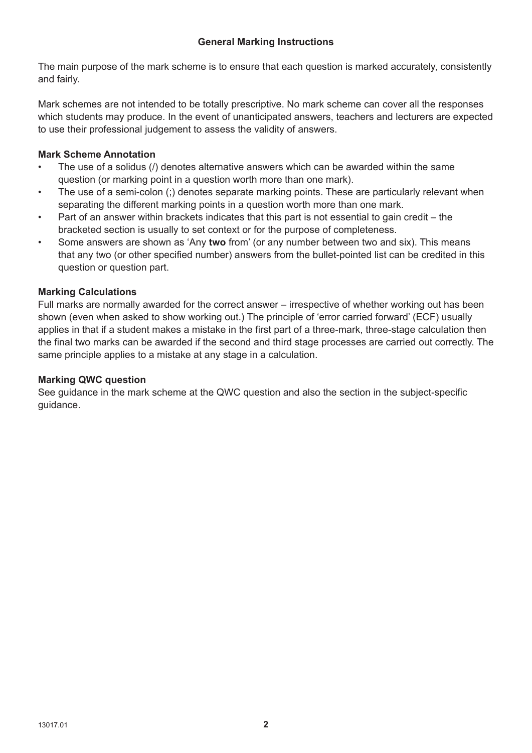## General Marking Instructions

The main purpose of the mark scheme is to ensure that each question is marked accurately, consistently and fairly.

Mark schemes are not intended to be totally prescriptive. No mark scheme can cover all the responses which students may produce. In the event of unanticipated answers, teachers and lecturers are expected to use their professional judgement to assess the validity of answers.

### Mark Scheme Annotation

- The use of a solidus (/) denotes alternative answers which can be awarded within the same question (or marking point in a question worth more than one mark).
- The use of a semi-colon (;) denotes separate marking points. These are particularly relevant when separating the different marking points in a question worth more than one mark.
- Part of an answer within brackets indicates that this part is not essential to gain credit – the bracketed section is usually to set context or for the purpose of completeness.
- Some answers are shown as 'Any **two** from' (or any number between two and six). This means that any two (or other specified number) answers from the bullet-pointed list can be credited in this question or question part.

### Marking Calculations

Full marks are normally awarded for the correct answer – irrespective of whether working out has been shown (even when asked to show working out.) The principle of 'error carried forward' (ECF) usually applies in that if a student makes a mistake in the first part of a three-mark, three-stage calculation then the final two marks can be awarded if the second and third stage processes are carried out correctly. The same principle applies to a mistake at any stage in a calculation.

### Marking QWC question

See guidance in the mark scheme at the QWC question and also the section in the subject-specific guidance.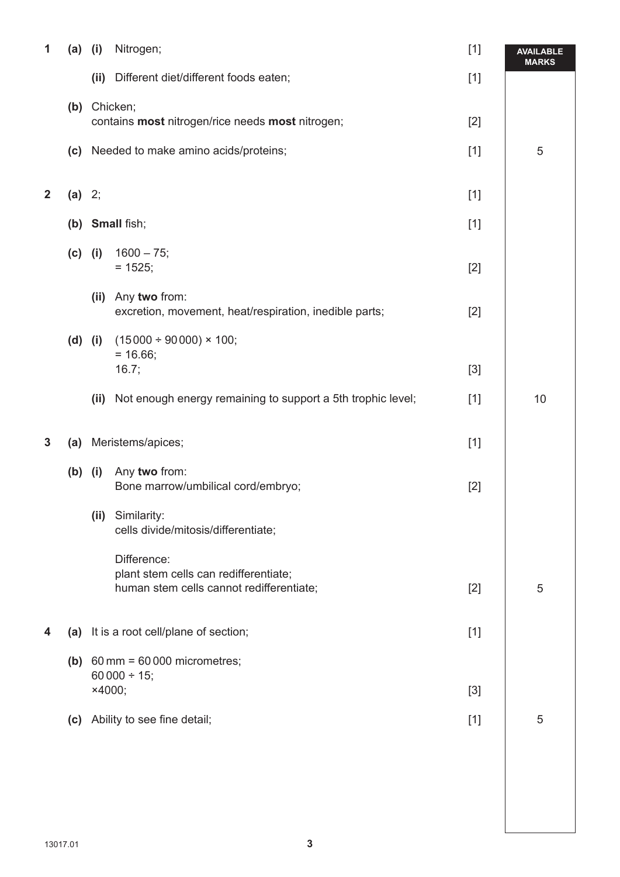| | | | | | AVAILABLE MARKS |
|---|---|---|---|---|---|
| 1 | (a) | (i) | Nitrogen; | [1] | |
| | | (ii) | Different diet/different foods eaten; | [1] | |
| | (b) | | Chicken;<br>contains **most** nitrogen/rice needs **most** nitrogen; | [2] | |
| | (c) | | Needed to make amino acids/proteins; | [1] | 5 |
| 2 | (a) | | 2; | [1] | |
| | (b) | | **Small** fish; | [1] | |
| | (c) | (i) | 1600 – 75;<br>= 1525; | [2] | |
| | | (ii) | Any **two** from:<br>excretion, movement, heat/respiration, inedible parts; | [2] | |
| | (d) | (i) | (15000 ÷ 90000) × 100;<br>= 16.66;<br>16.7; | [3] | |
| | | (ii) | Not enough energy remaining to support a 5th trophic level; | [1] | 10 |
| 3 | (a) | | Meristems/apices; | [1] | |
| | (b) | (i) | Any **two** from:<br>Bone marrow/umbilical cord/embryo; | [2] | |
| | | (ii) | Similarity:<br>cells divide/mitosis/differentiate;<br><br>Difference:<br>plant stem cells can redifferentiate;<br>human stem cells cannot redifferentiate; | [2] | 5 |
| 4 | (a) | | It is a root cell/plane of section; | [1] | |
| | (b) | | 60 mm = 60000 micrometres;<br>60000 ÷ 15;<br>×4000; | [3] | |
| | (c) | | Ability to see fine detail; | [1] | 5 |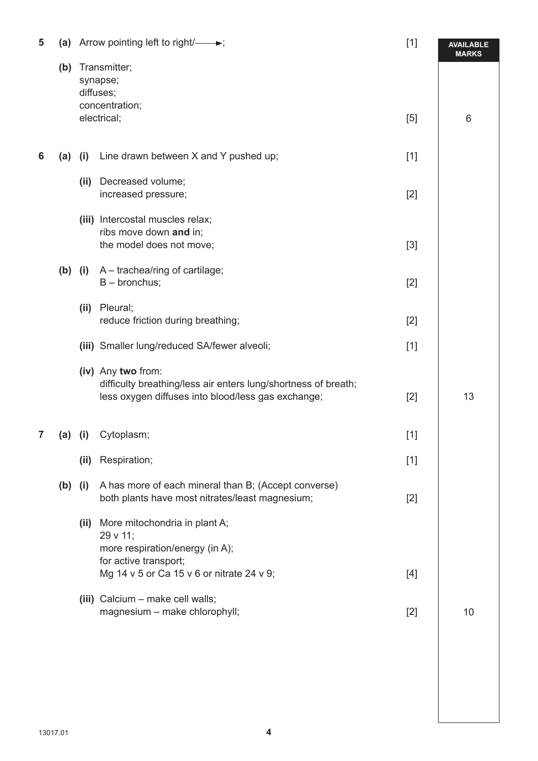| | | | | | AVAILABLE MARKS |
|---|---|---|---|---|---|
| 5 | (a) | | Arrow pointing left to right/⟶; | [1] | |
| | (b) | | Transmitter;<br>synapse;<br>diffuses;<br>concentration;<br>electrical; | [5] | 6 |
| 6 | (a) | (i) | Line drawn between X and Y pushed up; | [1] | |
| | | (ii) | Decreased volume;<br>increased pressure; | [2] | |
| | | (iii) | Intercostal muscles relax;<br>ribs move down **and** in;<br>the model does not move; | [3] | |
| | (b) | (i) | A – trachea/ring of cartilage;<br>B – bronchus; | [2] | |
| | | (ii) | Pleural;<br>reduce friction during breathing; | [2] | |
| | | (iii) | Smaller lung/reduced SA/fewer alveoli; | [1] | |
| | | (iv) | Any **two** from:<br>difficulty breathing/less air enters lung/shortness of breath;<br>less oxygen diffuses into blood/less gas exchange; | [2] | 13 |
| 7 | (a) | (i) | Cytoplasm; | [1] | |
| | | (ii) | Respiration; | [1] | |
| | (b) | (i) | A has more of each mineral than B; (Accept converse)<br>both plants have most nitrates/least magnesium; | [2] | |
| | | (ii) | More mitochondria in plant A;<br>29 v 11;<br>more respiration/energy (in A);<br>for active transport;<br>Mg 14 v 5 or Ca 15 v 6 or nitrate 24 v 9; | [4] | |
| | | (iii) | Calcium – make cell walls;<br>magnesium – make chlorophyll; | [2] | 10 |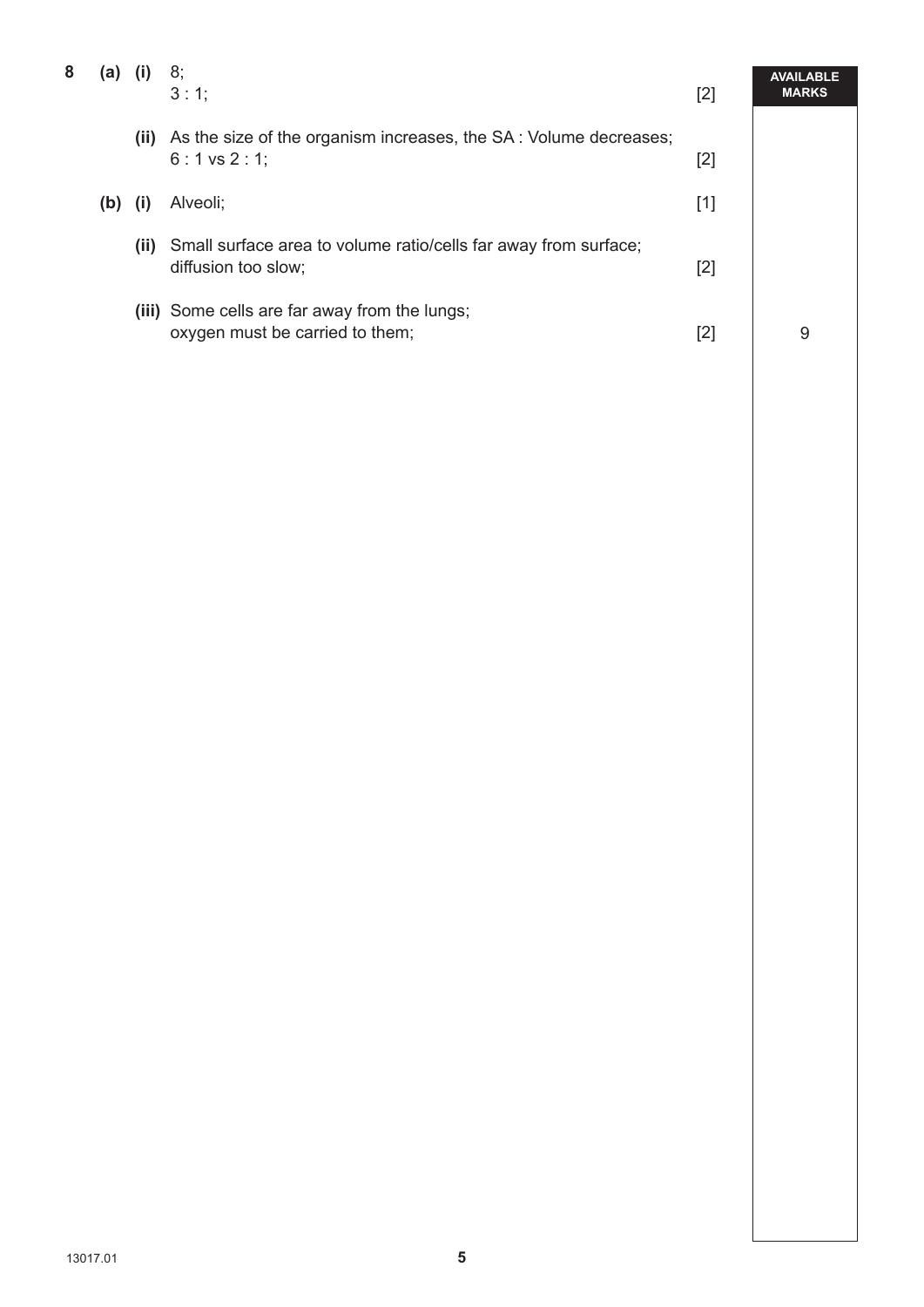| | | | | | AVAILABLE MARKS |
|---|---|---|---|---|---|
| 8 | (a) | (i) | 8;<br>3 : 1; | [2] | |
| | | (ii) | As the size of the organism increases, the SA : Volume decreases;<br>6 : 1 vs 2 : 1; | [2] | |
| | (b) | (i) | Alveoli; | [1] | |
| | | (ii) | Small surface area to volume ratio/cells far away from surface;<br>diffusion too slow; | [2] | |
| | | (iii) | Some cells are far away from the lungs;<br>oxygen must be carried to them; | [2] | 9 |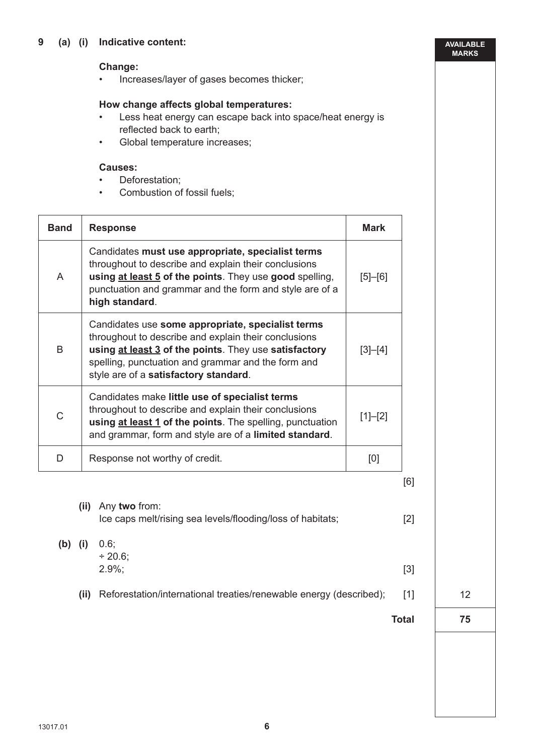**9 (a) (i) Indicative content:**

**Change:**

- Increases/layer of gases becomes thicker;

**How change affects global temperatures:**

- Less heat energy can escape back into space/heat energy is reflected back to earth;
- Global temperature increases;

**Causes:**

- Deforestation;
- Combustion of fossil fuels;

| Band | Response | Mark |
|---|---|---|
| A | Candidates **must use appropriate, specialist terms** throughout to describe and explain their conclusions **using at least 5 of the points**. They use **good** spelling, punctuation and grammar and the form and style are of a **high standard**. | [5]–[6] |
| B | Candidates use **some appropriate, specialist terms** throughout to describe and explain their conclusions **using at least 3 of the points**. They use **satisfactory** spelling, punctuation and grammar and the form and style are of a **satisfactory standard**. | [3]–[4] |
| C | Candidates make **little use of specialist terms** throughout to describe and explain their conclusions **using at least 1 of the points**. The spelling, punctuation and grammar, form and style are of a **limited standard**. | [1]–[2] |
| D | Response not worthy of credit. | [0] |

[6]

**(ii)** Any **two** from:
Ice caps melt/rising sea levels/flooding/loss of habitats; [2]

**(b) (i)** 0.6;
÷ 20.6;
2.9%; [3]

**(ii)** Reforestation/international treaties/renewable energy (described); [1]

AVAILABLE MARKS: 12

**Total** 75